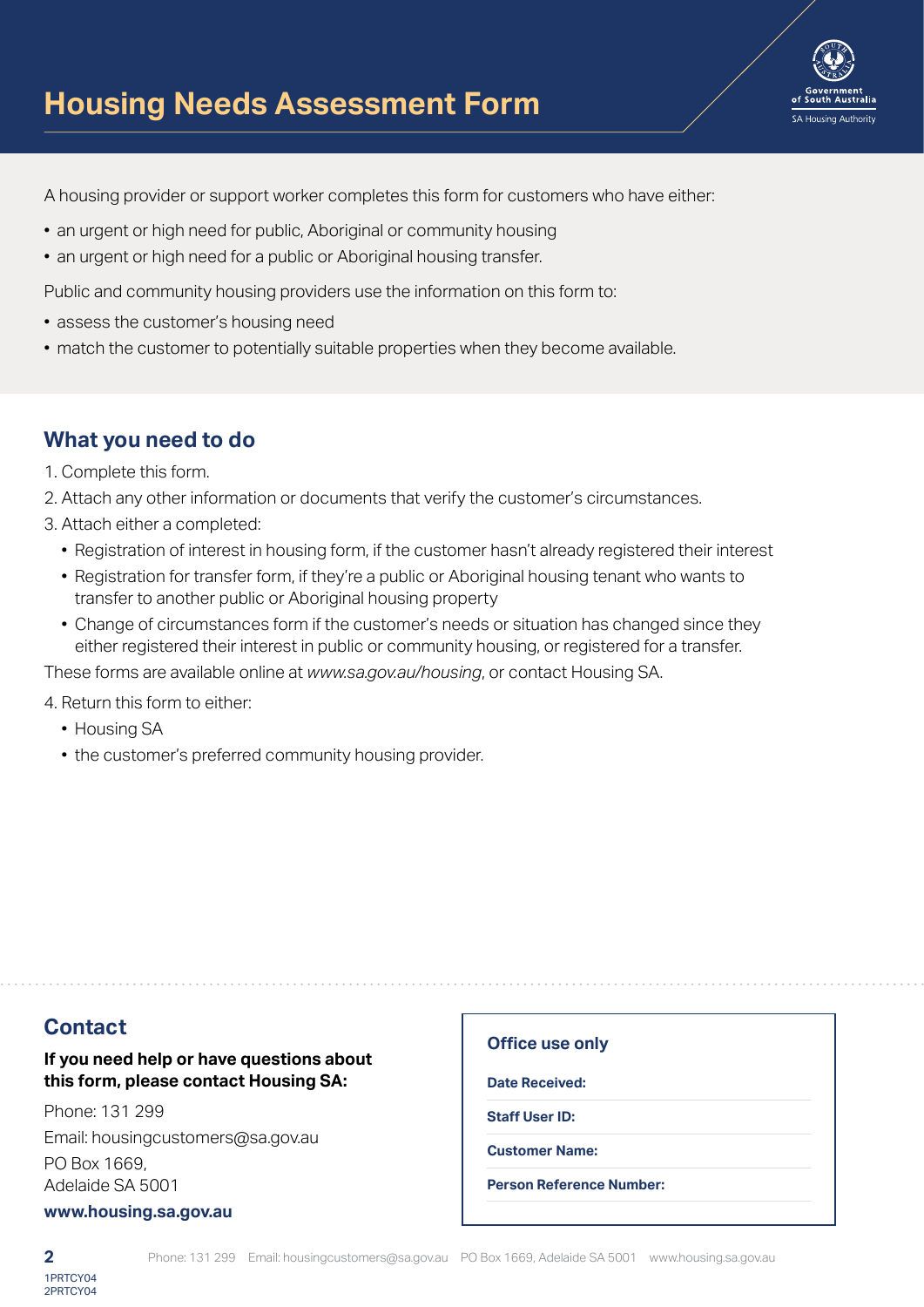# Housing Needs Assessment Form

A housing provider or support worker completes this form for customers who have either:

- an urgent or high need for public, Aboriginal or community housing
- an urgent or high need for a public or Aboriginal housing transfer.

Public and community housing providers use the information on this form to:

- assess the customer's housing need
- match the customer to potentially suitable properties when they become available.

## What you need to do

1. Complete this form.
2. Attach any other information or documents that verify the customer's circumstances.
3. Attach either a completed:
   - Registration of interest in housing form, if the customer hasn't already registered their interest
   - Registration for transfer form, if they're a public or Aboriginal housing tenant who wants to transfer to another public or Aboriginal housing property
   - Change of circumstances form if the customer's needs or situation has changed since they either registered their interest in public or community housing, or registered for a transfer.

These forms are available online at *www.sa.gov.au/housing*, or contact Housing SA.

4. Return this form to either:
   - Housing SA
   - the customer's preferred community housing provider.

## Contact

**If you need help or have questions about this form, please contact Housing SA:**

Phone: 131 299

Email: housingcustomers@sa.gov.au

PO Box 1669,
Adelaide SA 5001

**www.housing.sa.gov.au**

### Office use only

**Date Received:**

**Staff User ID:**

**Customer Name:**

**Person Reference Number:**

1PRTCY04
2PRTCY04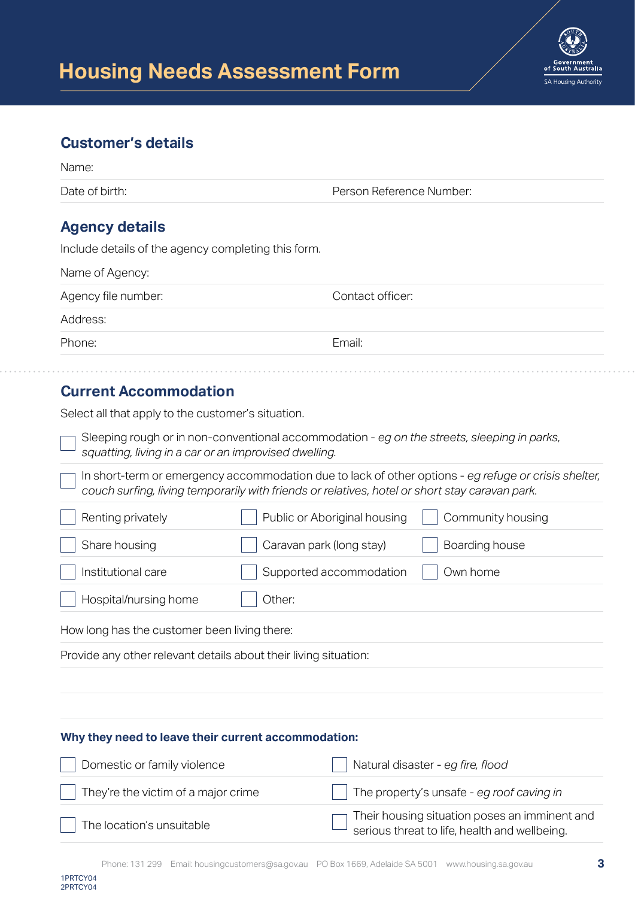# Housing Needs Assessment Form

## Customer's details

Name:

Date of birth: Person Reference Number:

## Agency details

Include details of the agency completing this form.

Name of Agency:

Agency file number: Contact officer:

Address:

Phone: Email:

## Current Accommodation

Select all that apply to the customer's situation.

- [ ] Sleeping rough or in non-conventional accommodation - *eg on the streets, sleeping in parks, squatting, living in a car or an improvised dwelling.*
- [ ] In short-term or emergency accommodation due to lack of other options - *eg refuge or crisis shelter, couch surfing, living temporarily with friends or relatives, hotel or short stay caravan park.*
- [ ] Renting privately
- [ ] Public or Aboriginal housing
- [ ] Community housing
- [ ] Share housing
- [ ] Caravan park (long stay)
- [ ] Boarding house
- [ ] Institutional care
- [ ] Supported accommodation
- [ ] Own home
- [ ] Hospital/nursing home
- [ ] Other:

How long has the customer been living there:

Provide any other relevant details about their living situation:

### Why they need to leave their current accommodation:

- [ ] Domestic or family violence
- [ ] Natural disaster - *eg fire, flood*
- [ ] They're the victim of a major crime
- [ ] The property's unsafe - *eg roof caving in*
- [ ] The location's unsuitable
- [ ] Their housing situation poses an imminent and serious threat to life, health and wellbeing.

Phone: 131 299 Email: housingcustomers@sa.gov.au PO Box 1669, Adelaide SA 5001 www.housing.sa.gov.au

1PRTCY04
2PRTCY04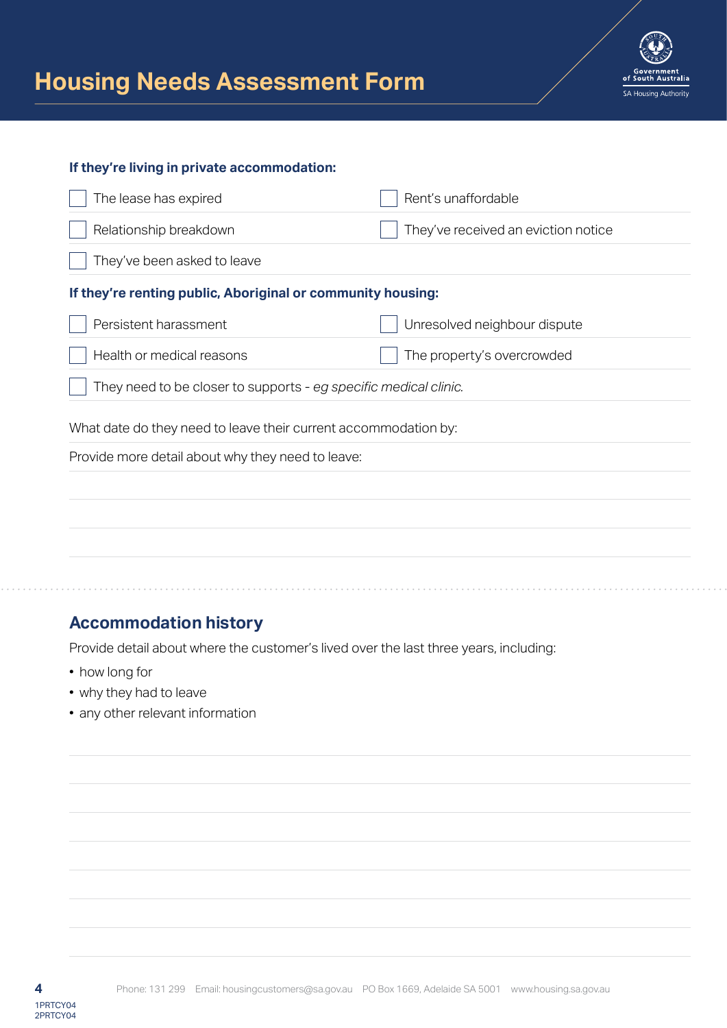# Housing Needs Assessment Form

**If they're living in private accommodation:**

- [ ] The lease has expired
- [ ] Rent's unaffordable
- [ ] Relationship breakdown
- [ ] They've received an eviction notice
- [ ] They've been asked to leave

**If they're renting public, Aboriginal or community housing:**

- [ ] Persistent harassment
- [ ] Unresolved neighbour dispute
- [ ] Health or medical reasons
- [ ] The property's overcrowded
- [ ] They need to be closer to supports - *eg specific medical clinic.*

What date do they need to leave their current accommodation by:

Provide more detail about why they need to leave:

## Accommodation history

Provide detail about where the customer's lived over the last three years, including:

- how long for
- why they had to leave
- any other relevant information

1PRTCY04
2PRTCY04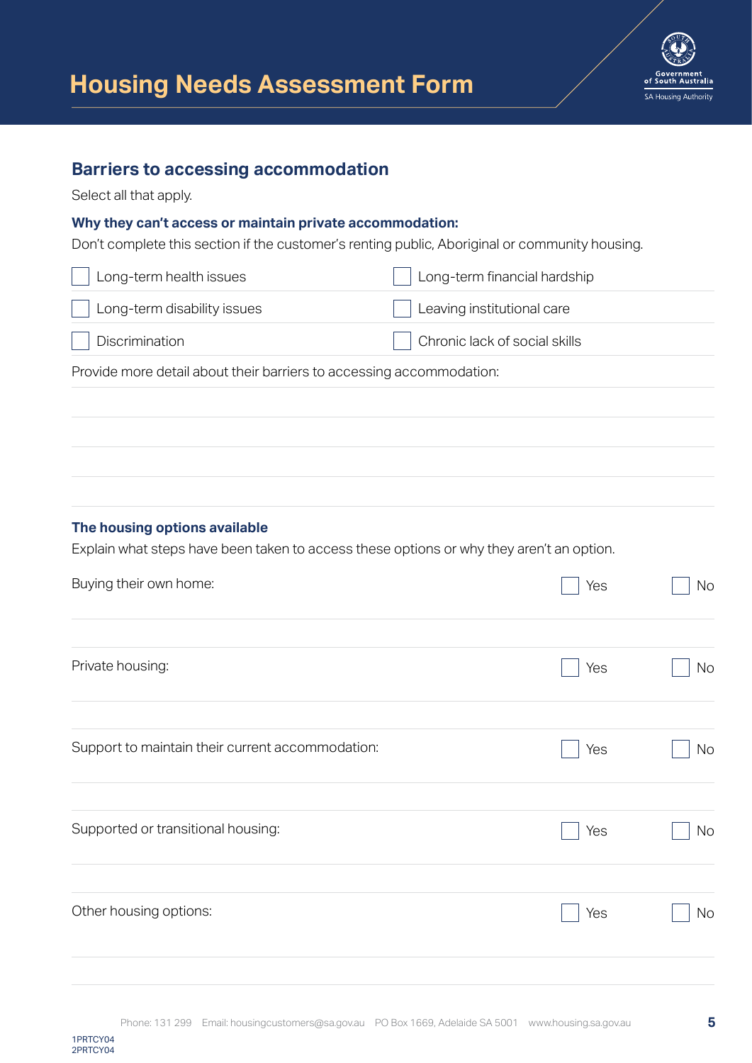# Housing Needs Assessment Form

## Barriers to accessing accommodation

Select all that apply.

**Why they can't access or maintain private accommodation:**

Don't complete this section if the customer's renting public, Aboriginal or community housing.

| | |
|---|---|
| ☐ Long-term health issues | ☐ Long-term financial hardship |
| ☐ Long-term disability issues | ☐ Leaving institutional care |
| ☐ Discrimination | ☐ Chronic lack of social skills |

Provide more detail about their barriers to accessing accommodation:

## The housing options available

Explain what steps have been taken to access these options or why they aren't an option.

Buying their own home: ☐ Yes ☐ No

Private housing: ☐ Yes ☐ No

Support to maintain their current accommodation: ☐ Yes ☐ No

Supported or transitional housing: ☐ Yes ☐ No

Other housing options: ☐ Yes ☐ No

Phone: 131 299 Email: housingcustomers@sa.gov.au PO Box 1669, Adelaide SA 5001 www.housing.sa.gov.au

1PRTCY04
2PRTCY04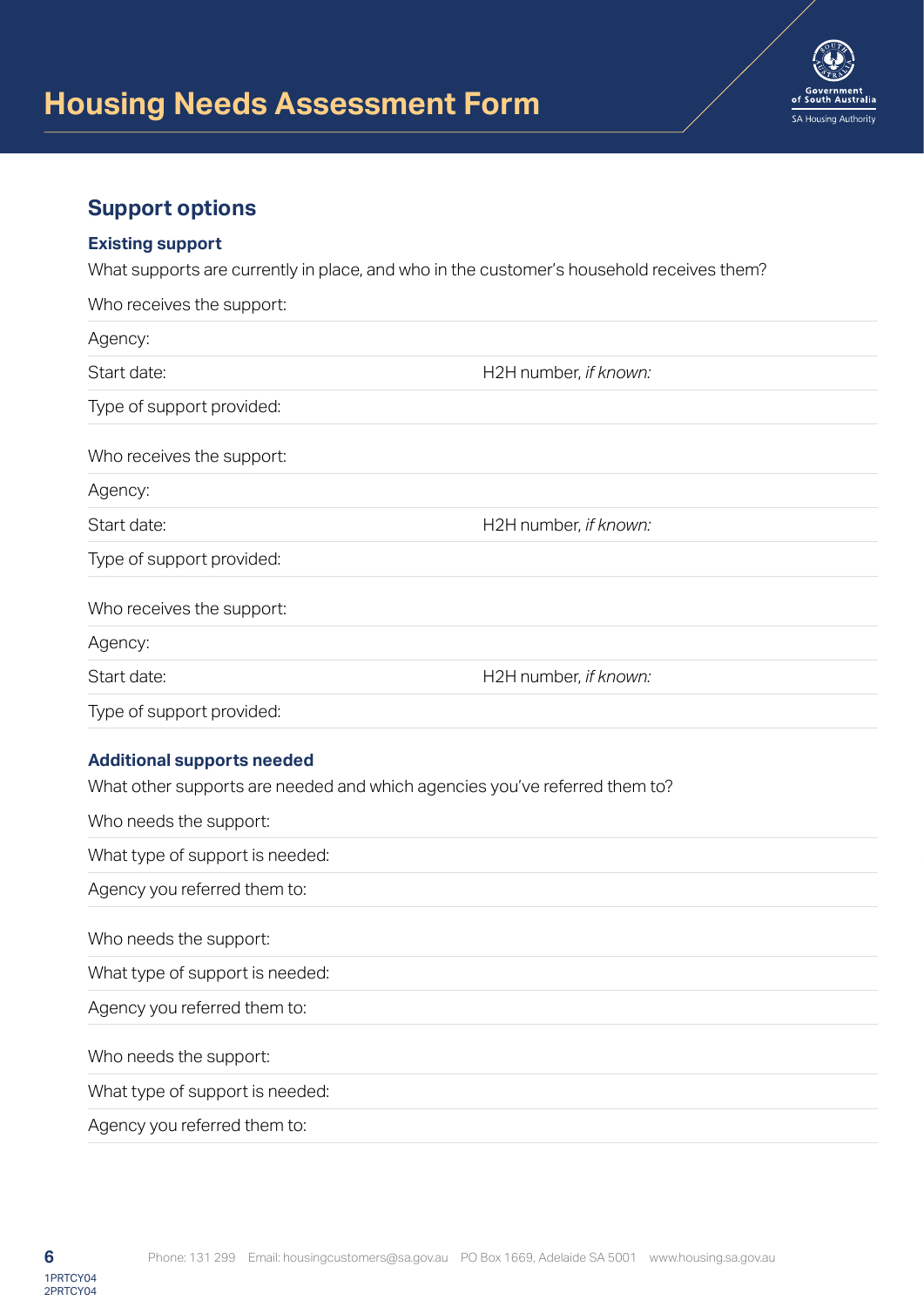# Housing Needs Assessment Form

## Support options

### Existing support

What supports are currently in place, and who in the customer's household receives them?

Who receives the support:

Agency:

Start date: H2H number, *if known:*

Type of support provided:

Who receives the support:

Agency:

Start date: H2H number, *if known:*

Type of support provided:

Who receives the support:

Agency:

Start date: H2H number, *if known:*

Type of support provided:

### Additional supports needed

What other supports are needed and which agencies you've referred them to?

Who needs the support:

What type of support is needed:

Agency you referred them to:

Who needs the support:

What type of support is needed:

Agency you referred them to:

Who needs the support:

What type of support is needed:

Agency you referred them to:

1PRTCY04
2PRTCY04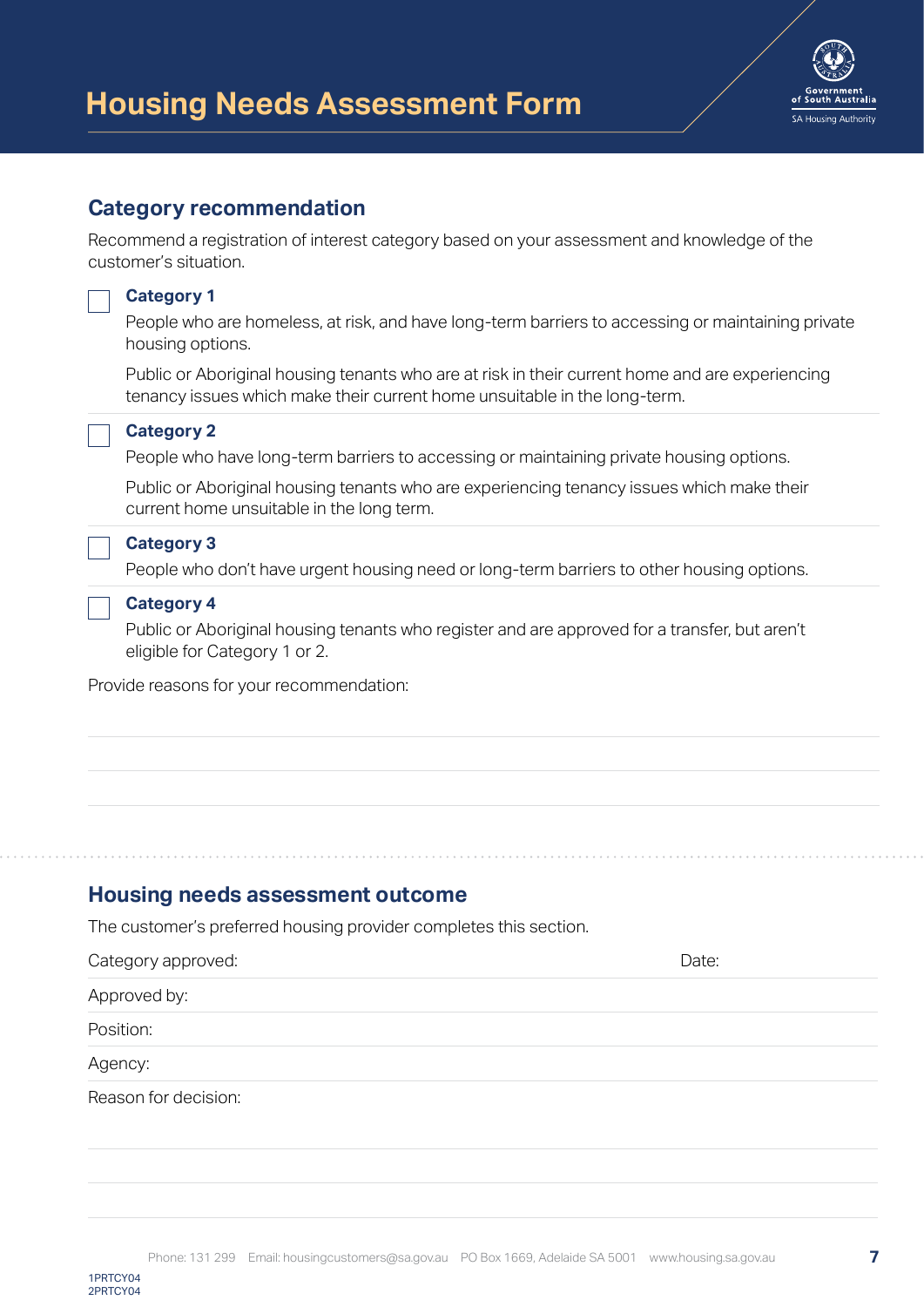# Housing Needs Assessment Form

## Category recommendation

Recommend a registration of interest category based on your assessment and knowledge of the customer's situation.

☐ **Category 1**

People who are homeless, at risk, and have long-term barriers to accessing or maintaining private housing options.

Public or Aboriginal housing tenants who are at risk in their current home and are experiencing tenancy issues which make their current home unsuitable in the long-term.

☐ **Category 2**

People who have long-term barriers to accessing or maintaining private housing options.

Public or Aboriginal housing tenants who are experiencing tenancy issues which make their current home unsuitable in the long term.

☐ **Category 3**

People who don't have urgent housing need or long-term barriers to other housing options.

☐ **Category 4**

Public or Aboriginal housing tenants who register and are approved for a transfer, but aren't eligible for Category 1 or 2.

Provide reasons for your recommendation:

## Housing needs assessment outcome

The customer's preferred housing provider completes this section.

Category approved: Date:

Approved by:

Position:

Agency:

Reason for decision:

Phone: 131 299 Email: housingcustomers@sa.gov.au PO Box 1669, Adelaide SA 5001 www.housing.sa.gov.au

1PRTCY04
2PRTCY04